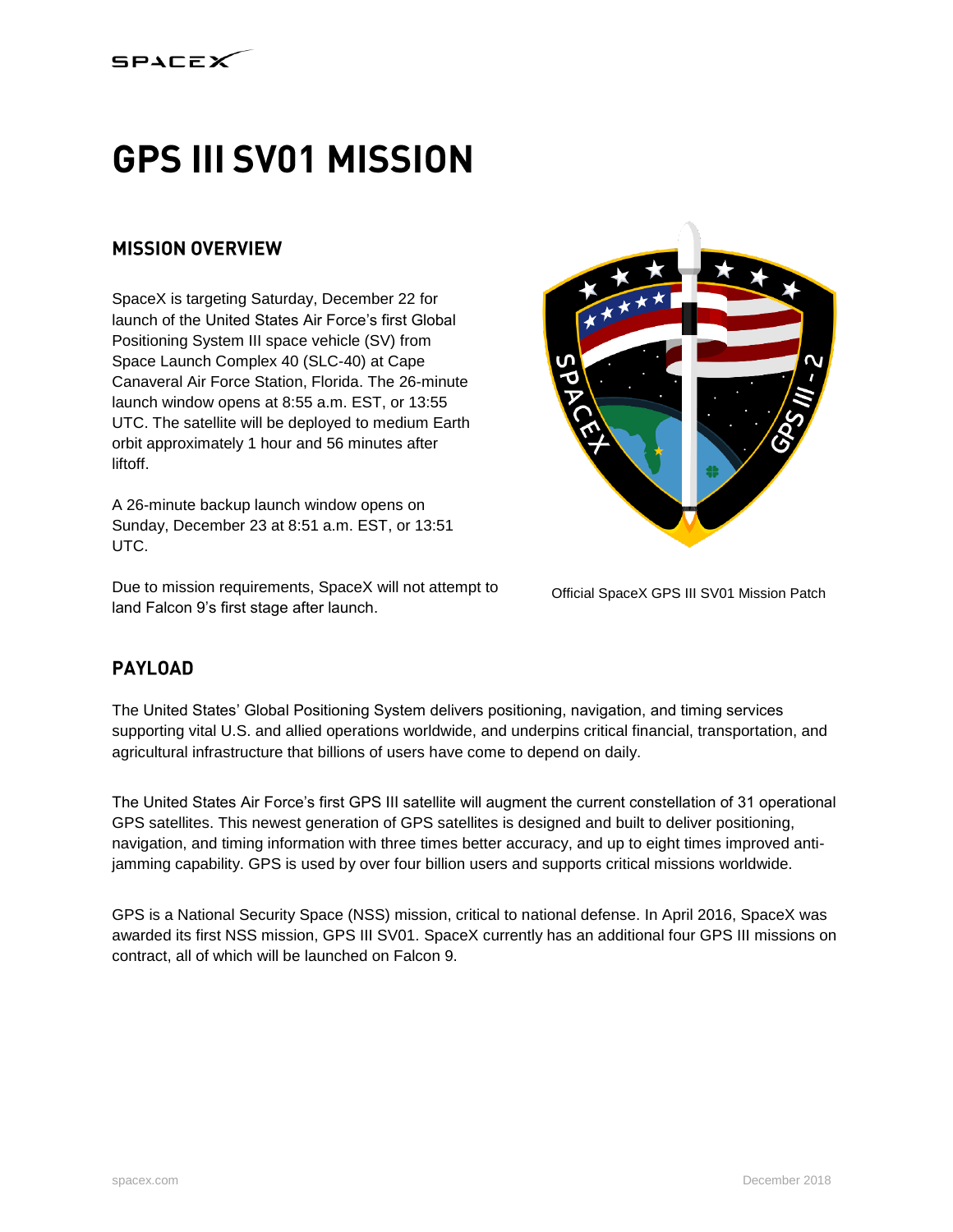# GPS III SV01 MISSION

## MISSION OVERVIEW

SpaceX is targeting Saturday, December 22 for launch of the United States Air Force's first Global Positioning System III space vehicle (SV) from Space Launch Complex 40 (SLC-40) at Cape Canaveral Air Force Station, Florida. The 26-minute launch window opens at 8:55 a.m. EST, or 13:55 UTC. The satellite will be deployed to medium Earth orbit approximately 1 hour and 56 minutes after liftoff.

A 26-minute backup launch window opens on Sunday, December 23 at 8:51 a.m. EST, or 13:51 UTC.

Due to mission requirements, SpaceX will not attempt to land Falcon 9's first stage after launch.

Official SpaceX GPS III SV01 Mission Patch

## PAYLOAD

The United States' Global Positioning System delivers positioning, navigation, and timing services supporting vital U.S. and allied operations worldwide, and underpins critical financial, transportation, and agricultural infrastructure that billions of users have come to depend on daily.

The United States Air Force's first GPS III satellite will augment the current constellation of 31 operational GPS satellites. This newest generation of GPS satellites is designed and built to deliver positioning, navigation, and timing information with three times better accuracy, and up to eight times improved anti-jamming capability. GPS is used by over four billion users and supports critical missions worldwide.

GPS is a National Security Space (NSS) mission, critical to national defense. In April 2016, SpaceX was awarded its first NSS mission, GPS III SV01. SpaceX currently has an additional four GPS III missions on contract, all of which will be launched on Falcon 9.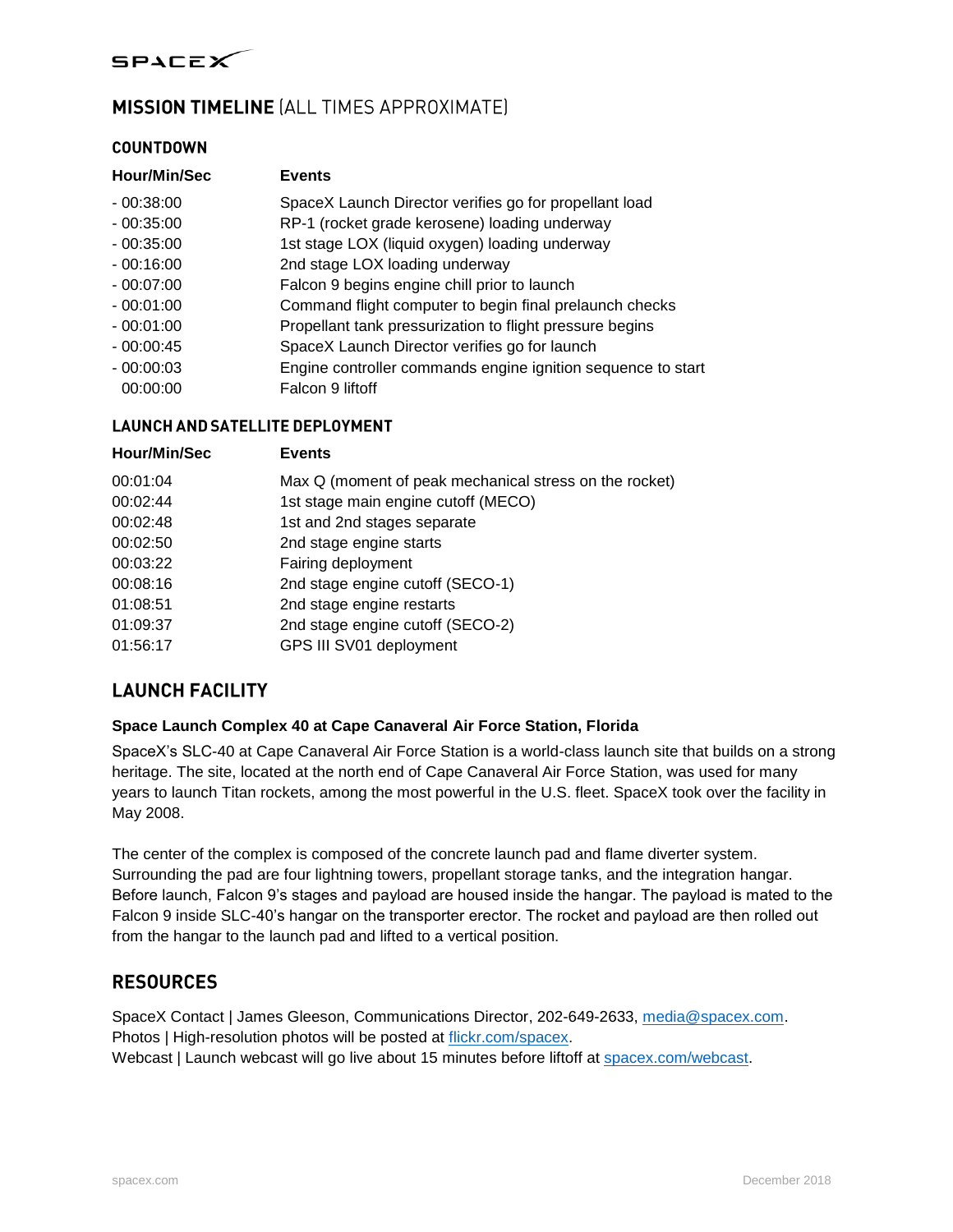## MISSION TIMELINE (ALL TIMES APPROXIMATE)

### COUNTDOWN

| Hour/Min/Sec | Events |
|---|---|
| - 00:38:00 | SpaceX Launch Director verifies go for propellant load |
| - 00:35:00 | RP-1 (rocket grade kerosene) loading underway |
| - 00:35:00 | 1st stage LOX (liquid oxygen) loading underway |
| - 00:16:00 | 2nd stage LOX loading underway |
| - 00:07:00 | Falcon 9 begins engine chill prior to launch |
| - 00:01:00 | Command flight computer to begin final prelaunch checks |
| - 00:01:00 | Propellant tank pressurization to flight pressure begins |
| - 00:00:45 | SpaceX Launch Director verifies go for launch |
| - 00:00:03 | Engine controller commands engine ignition sequence to start |
| 00:00:00 | Falcon 9 liftoff |

### LAUNCH AND SATELLITE DEPLOYMENT

| Hour/Min/Sec | Events |
|---|---|
| 00:01:04 | Max Q (moment of peak mechanical stress on the rocket) |
| 00:02:44 | 1st stage main engine cutoff (MECO) |
| 00:02:48 | 1st and 2nd stages separate |
| 00:02:50 | 2nd stage engine starts |
| 00:03:22 | Fairing deployment |
| 00:08:16 | 2nd stage engine cutoff (SECO-1) |
| 01:08:51 | 2nd stage engine restarts |
| 01:09:37 | 2nd stage engine cutoff (SECO-2) |
| 01:56:17 | GPS III SV01 deployment |

## LAUNCH FACILITY

**Space Launch Complex 40 at Cape Canaveral Air Force Station, Florida**

SpaceX's SLC-40 at Cape Canaveral Air Force Station is a world-class launch site that builds on a strong heritage. The site, located at the north end of Cape Canaveral Air Force Station, was used for many years to launch Titan rockets, among the most powerful in the U.S. fleet. SpaceX took over the facility in May 2008.

The center of the complex is composed of the concrete launch pad and flame diverter system. Surrounding the pad are four lightning towers, propellant storage tanks, and the integration hangar. Before launch, Falcon 9's stages and payload are housed inside the hangar. The payload is mated to the Falcon 9 inside SLC-40's hangar on the transporter erector. The rocket and payload are then rolled out from the hangar to the launch pad and lifted to a vertical position.

## RESOURCES

SpaceX Contact | James Gleeson, Communications Director, 202-649-2633, media@spacex.com.
Photos | High-resolution photos will be posted at flickr.com/spacex.
Webcast | Launch webcast will go live about 15 minutes before liftoff at spacex.com/webcast.